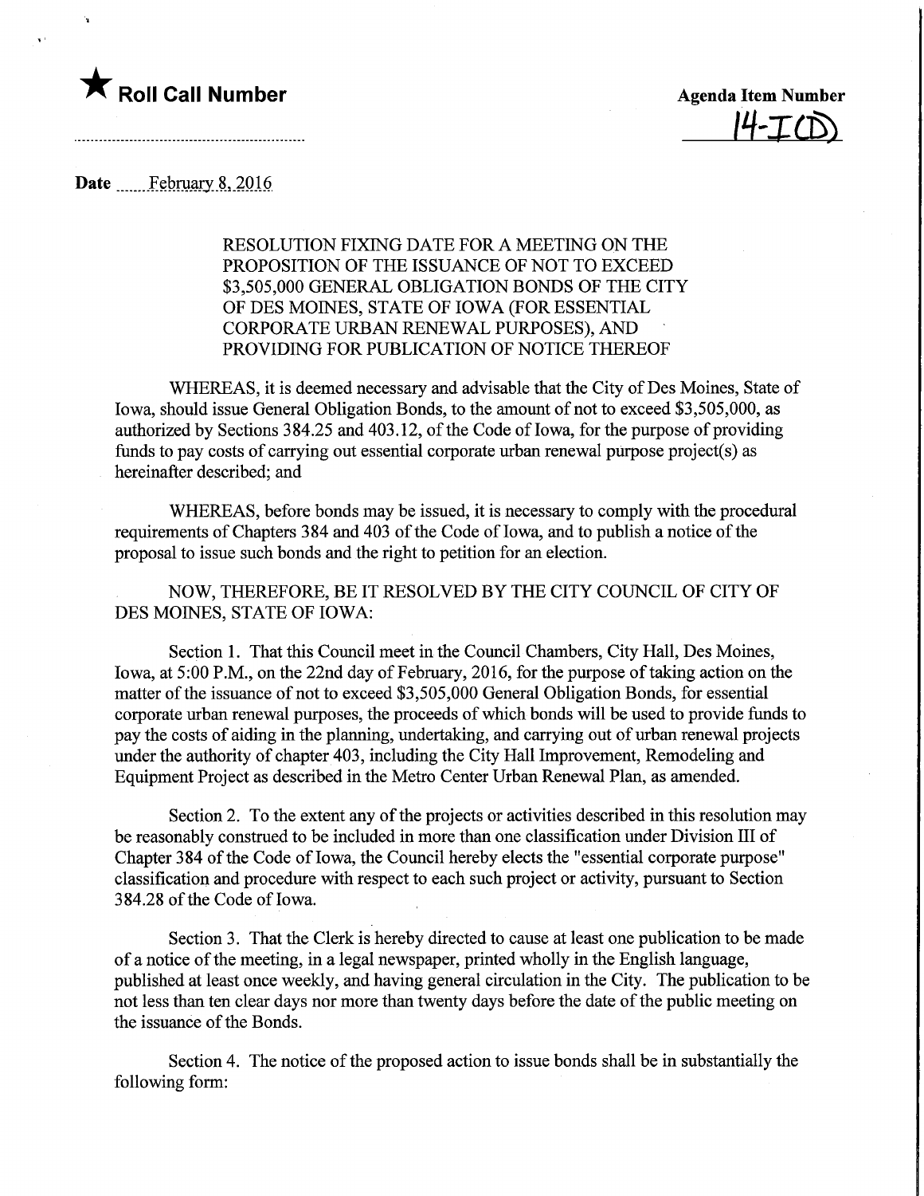★ **Roll Call Number**

**Agenda Item Number**

14-I(D)

**Date** February 8, 2016

RESOLUTION FIXING DATE FOR A MEETING ON THE PROPOSITION OF THE ISSUANCE OF NOT TO EXCEED $3,505,000 GENERAL OBLIGATION BONDS OF THE CITY OF DES MOINES, STATE OF IOWA (FOR ESSENTIAL CORPORATE URBAN RENEWAL PURPOSES), AND PROVIDING FOR PUBLICATION OF NOTICE THEREOF

WHEREAS, it is deemed necessary and advisable that the City of Des Moines, State of Iowa, should issue General Obligation Bonds, to the amount of not to exceed $3,505,000, as authorized by Sections 384.25 and 403.12, of the Code of Iowa, for the purpose of providing funds to pay costs of carrying out essential corporate urban renewal purpose project(s) as hereinafter described; and

WHEREAS, before bonds may be issued, it is necessary to comply with the procedural requirements of Chapters 384 and 403 of the Code of Iowa, and to publish a notice of the proposal to issue such bonds and the right to petition for an election.

NOW, THEREFORE, BE IT RESOLVED BY THE CITY COUNCIL OF CITY OF DES MOINES, STATE OF IOWA:

Section 1. That this Council meet in the Council Chambers, City Hall, Des Moines, Iowa, at 5:00 P.M., on the 22nd day of February, 2016, for the purpose of taking action on the matter of the issuance of not to exceed $3,505,000 General Obligation Bonds, for essential corporate urban renewal purposes, the proceeds of which bonds will be used to provide funds to pay the costs of aiding in the planning, undertaking, and carrying out of urban renewal projects under the authority of chapter 403, including the City Hall Improvement, Remodeling and Equipment Project as described in the Metro Center Urban Renewal Plan, as amended.

Section 2. To the extent any of the projects or activities described in this resolution may be reasonably construed to be included in more than one classification under Division III of Chapter 384 of the Code of Iowa, the Council hereby elects the "essential corporate purpose" classification and procedure with respect to each such project or activity, pursuant to Section 384.28 of the Code of Iowa.

Section 3. That the Clerk is hereby directed to cause at least one publication to be made of a notice of the meeting, in a legal newspaper, printed wholly in the English language, published at least once weekly, and having general circulation in the City. The publication to be not less than ten clear days nor more than twenty days before the date of the public meeting on the issuance of the Bonds.

Section 4. The notice of the proposed action to issue bonds shall be in substantially the following form: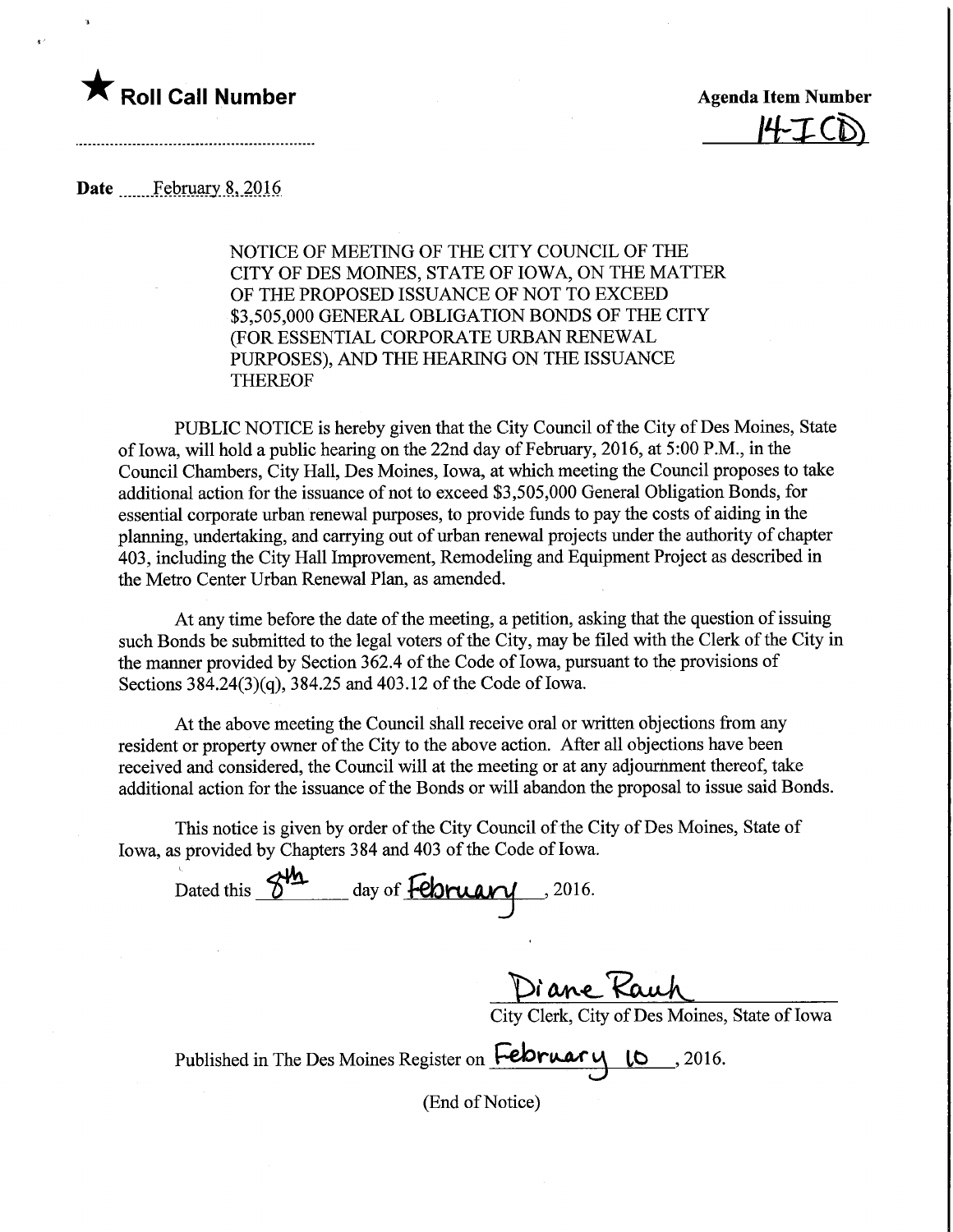★ **Roll Call Number**

..............................................................

**Agenda Item Number**

14-I (D)

**Date** February 8, 2016

NOTICE OF MEETING OF THE CITY COUNCIL OF THE CITY OF DES MOINES, STATE OF IOWA, ON THE MATTER OF THE PROPOSED ISSUANCE OF NOT TO EXCEED $3,505,000 GENERAL OBLIGATION BONDS OF THE CITY (FOR ESSENTIAL CORPORATE URBAN RENEWAL PURPOSES), AND THE HEARING ON THE ISSUANCE THEREOF

PUBLIC NOTICE is hereby given that the City Council of the City of Des Moines, State of Iowa, will hold a public hearing on the 22nd day of February, 2016, at 5:00 P.M., in the Council Chambers, City Hall, Des Moines, Iowa, at which meeting the Council proposes to take additional action for the issuance of not to exceed $3,505,000 General Obligation Bonds, for essential corporate urban renewal purposes, to provide funds to pay the costs of aiding in the planning, undertaking, and carrying out of urban renewal projects under the authority of chapter 403, including the City Hall Improvement, Remodeling and Equipment Project as described in the Metro Center Urban Renewal Plan, as amended.

At any time before the date of the meeting, a petition, asking that the question of issuing such Bonds be submitted to the legal voters of the City, may be filed with the Clerk of the City in the manner provided by Section 362.4 of the Code of Iowa, pursuant to the provisions of Sections 384.24(3)(q), 384.25 and 403.12 of the Code of Iowa.

At the above meeting the Council shall receive oral or written objections from any resident or property owner of the City to the above action. After all objections have been received and considered, the Council will at the meeting or at any adjournment thereof, take additional action for the issuance of the Bonds or will abandon the proposal to issue said Bonds.

This notice is given by order of the City Council of the City of Des Moines, State of Iowa, as provided by Chapters 384 and 403 of the Code of Iowa.

Dated this 8th day of February, 2016.

Diane Rauh
City Clerk, City of Des Moines, State of Iowa

Published in The Des Moines Register on February 10, 2016.

(End of Notice)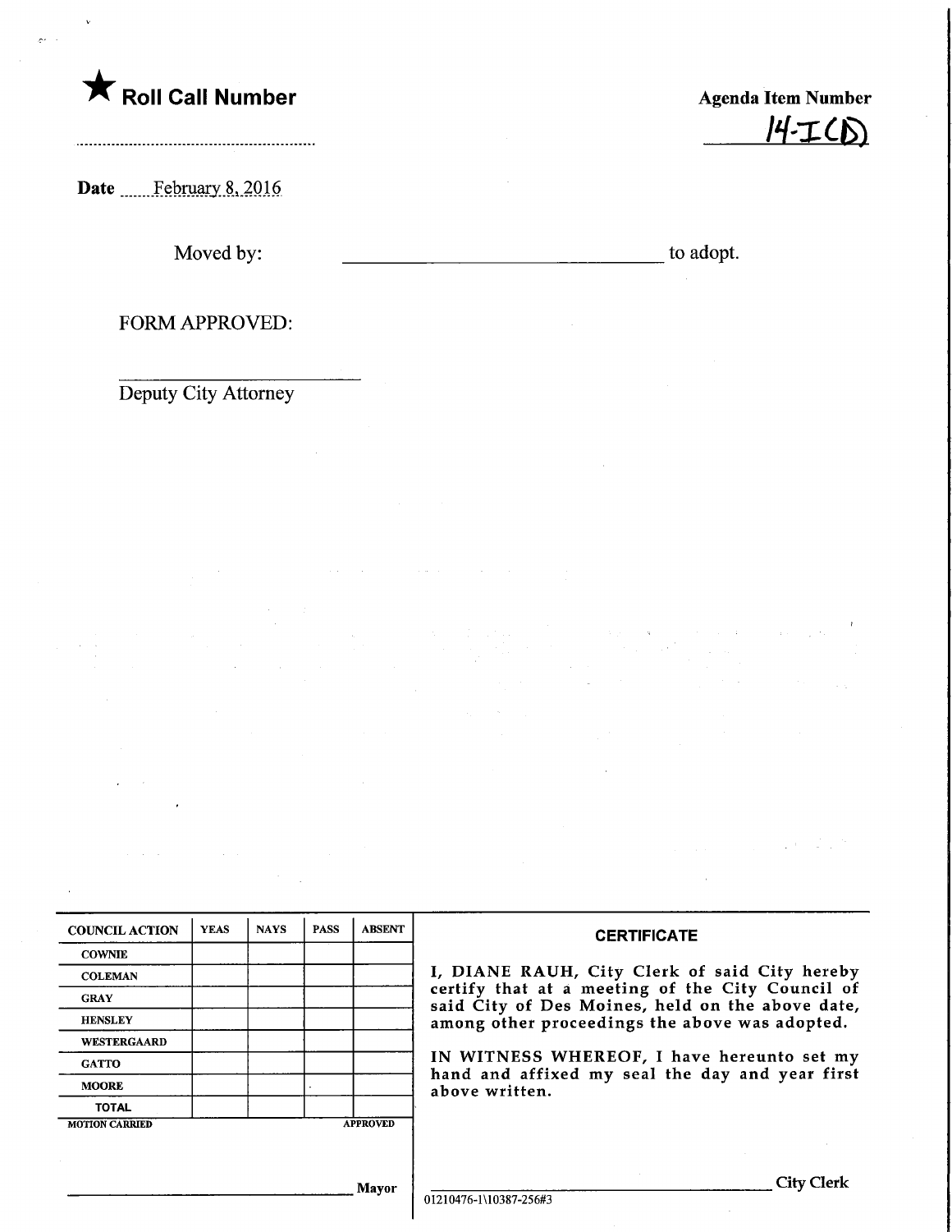★ **Roll Call Number**

.............................................................

**Agenda Item Number**

14-I(D)

**Date** February 8, 2016

Moved by: ______________________________ to adopt.

FORM APPROVED:

______________________

Deputy City Attorney

| COUNCIL ACTION | YEAS | NAYS | PASS | ABSENT |
|---|---|---|---|---|
| COWNIE | | | | |
| COLEMAN | | | | |
| GRAY | | | | |
| HENSLEY | | | | |
| WESTERGAARD | | | | |
| GATTO | | | | |
| MOORE | | | | |
| TOTAL | | | | |

MOTION CARRIED APPROVED

______________________________ Mayor

**CERTIFICATE**

I, DIANE RAUH, City Clerk of said City hereby certify that at a meeting of the City Council of said City of Des Moines, held on the above date, among other proceedings the above was adopted.

IN WITNESS WHEREOF, I have hereunto set my hand and affixed my seal the day and year first above written.

______________________________ City Clerk

01210476-1\10387-256#3